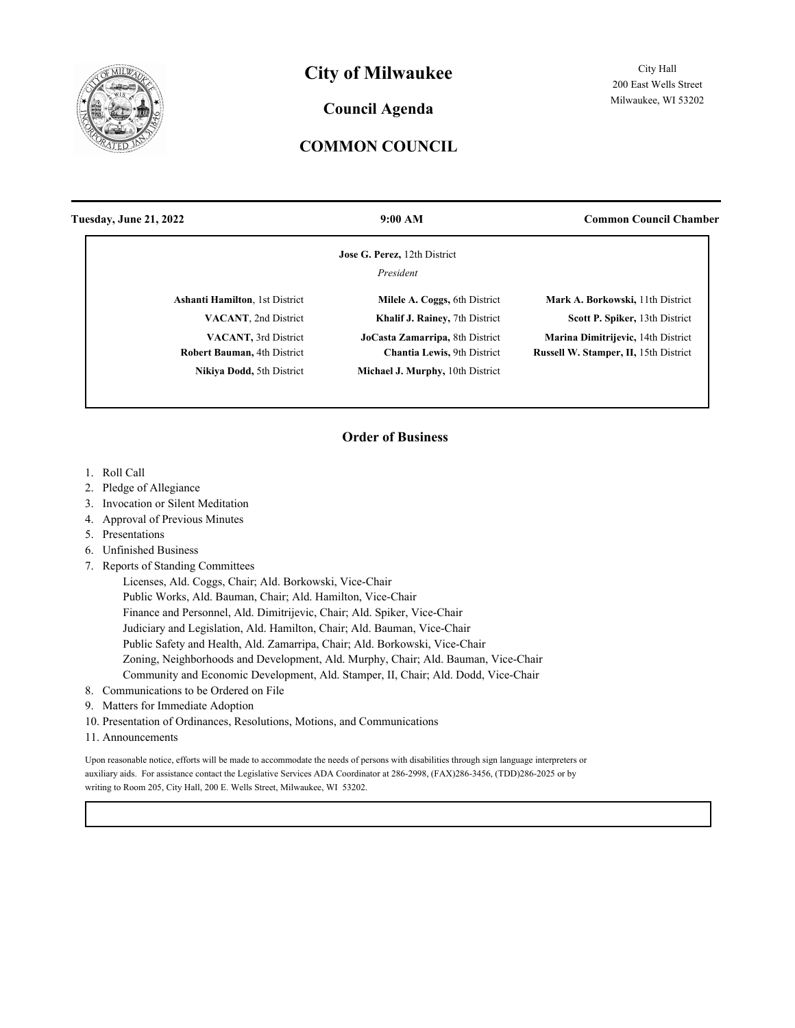# City of Milwaukee

## Council Agenda

## COMMON COUNCIL

City Hall
200 East Wells Street
Milwaukee, WI 53202

**Tuesday, June 21, 2022** | **9:00 AM** | **Common Council Chamber**

**Jose G. Perez,** 12th District
*President*

**Ashanti Hamilton**, 1st District
**VACANT**, 2nd District
**VACANT,** 3rd District
**Robert Bauman,** 4th District
**Nikiya Dodd,** 5th District
**Milele A. Coggs,** 6th District
**Khalif J. Rainey,** 7th District
**JoCasta Zamarripa,** 8th District
**Chantia Lewis,** 9th District
**Michael J. Murphy,** 10th District
**Mark A. Borkowski,** 11th District
**Scott P. Spiker,** 13th District
**Marina Dimitrijevic,** 14th District
**Russell W. Stamper, II,** 15th District

### Order of Business

1. Roll Call
2. Pledge of Allegiance
3. Invocation or Silent Meditation
4. Approval of Previous Minutes
5. Presentations
6. Unfinished Business
7. Reports of Standing Committees
   - Licenses, Ald. Coggs, Chair; Ald. Borkowski, Vice-Chair
   - Public Works, Ald. Bauman, Chair; Ald. Hamilton, Vice-Chair
   - Finance and Personnel, Ald. Dimitrijevic, Chair; Ald. Spiker, Vice-Chair
   - Judiciary and Legislation, Ald. Hamilton, Chair; Ald. Bauman, Vice-Chair
   - Public Safety and Health, Ald. Zamarripa, Chair; Ald. Borkowski, Vice-Chair
   - Zoning, Neighborhoods and Development, Ald. Murphy, Chair; Ald. Bauman, Vice-Chair
   - Community and Economic Development, Ald. Stamper, II, Chair; Ald. Dodd, Vice-Chair
8. Communications to be Ordered on File
9. Matters for Immediate Adoption
10. Presentation of Ordinances, Resolutions, Motions, and Communications
11. Announcements

Upon reasonable notice, efforts will be made to accommodate the needs of persons with disabilities through sign language interpreters or auxiliary aids. For assistance contact the Legislative Services ADA Coordinator at 286-2998, (FAX)286-3456, (TDD)286-2025 or by writing to Room 205, City Hall, 200 E. Wells Street, Milwaukee, WI 53202.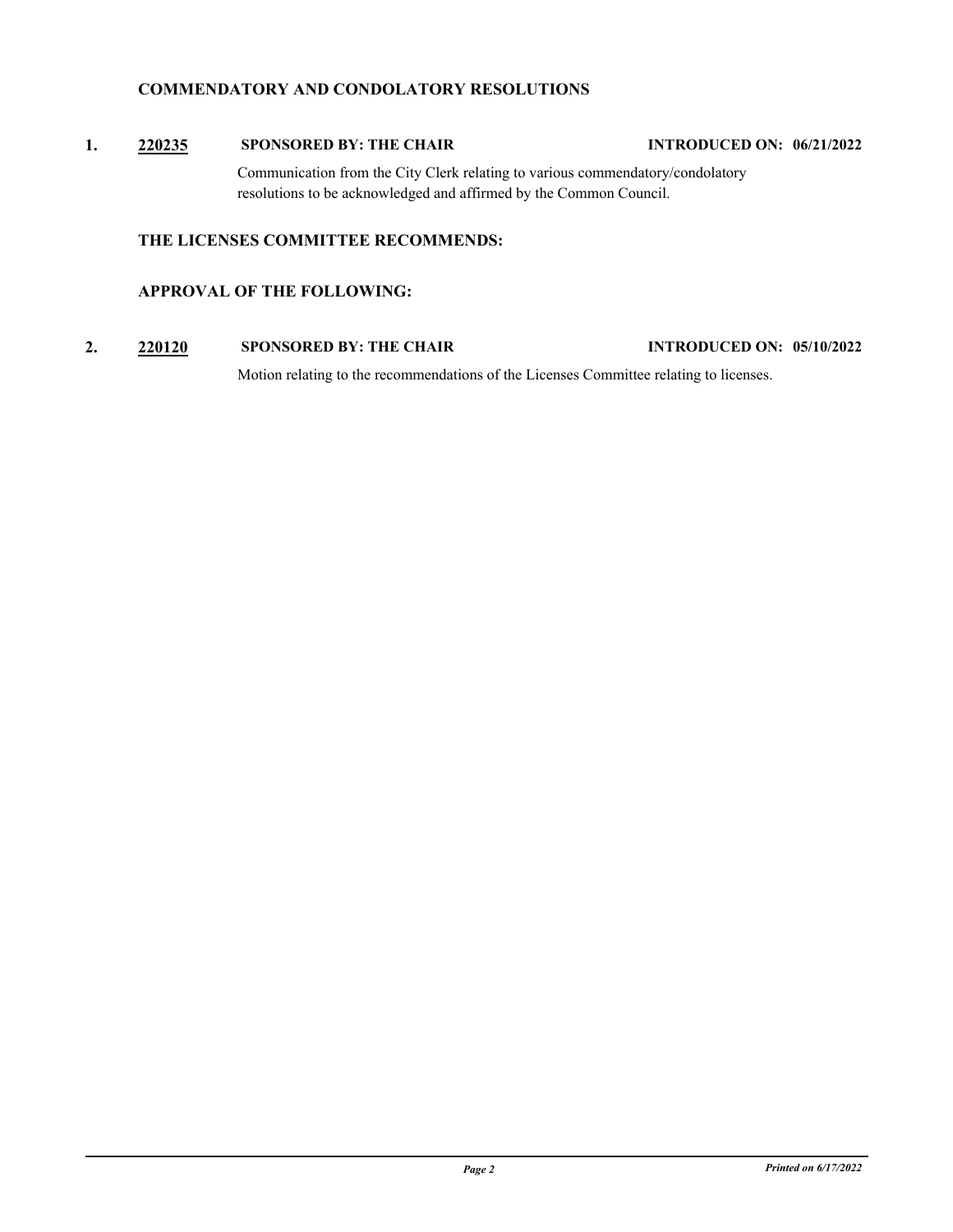## COMMENDATORY AND CONDOLATORY RESOLUTIONS

**1.** **220235** **SPONSORED BY: THE CHAIR** **INTRODUCED ON: 06/21/2022**

Communication from the City Clerk relating to various commendatory/condolatory resolutions to be acknowledged and affirmed by the Common Council.

## THE LICENSES COMMITTEE RECOMMENDS:

## APPROVAL OF THE FOLLOWING:

**2.** **220120** **SPONSORED BY: THE CHAIR** **INTRODUCED ON: 05/10/2022**

Motion relating to the recommendations of the Licenses Committee relating to licenses.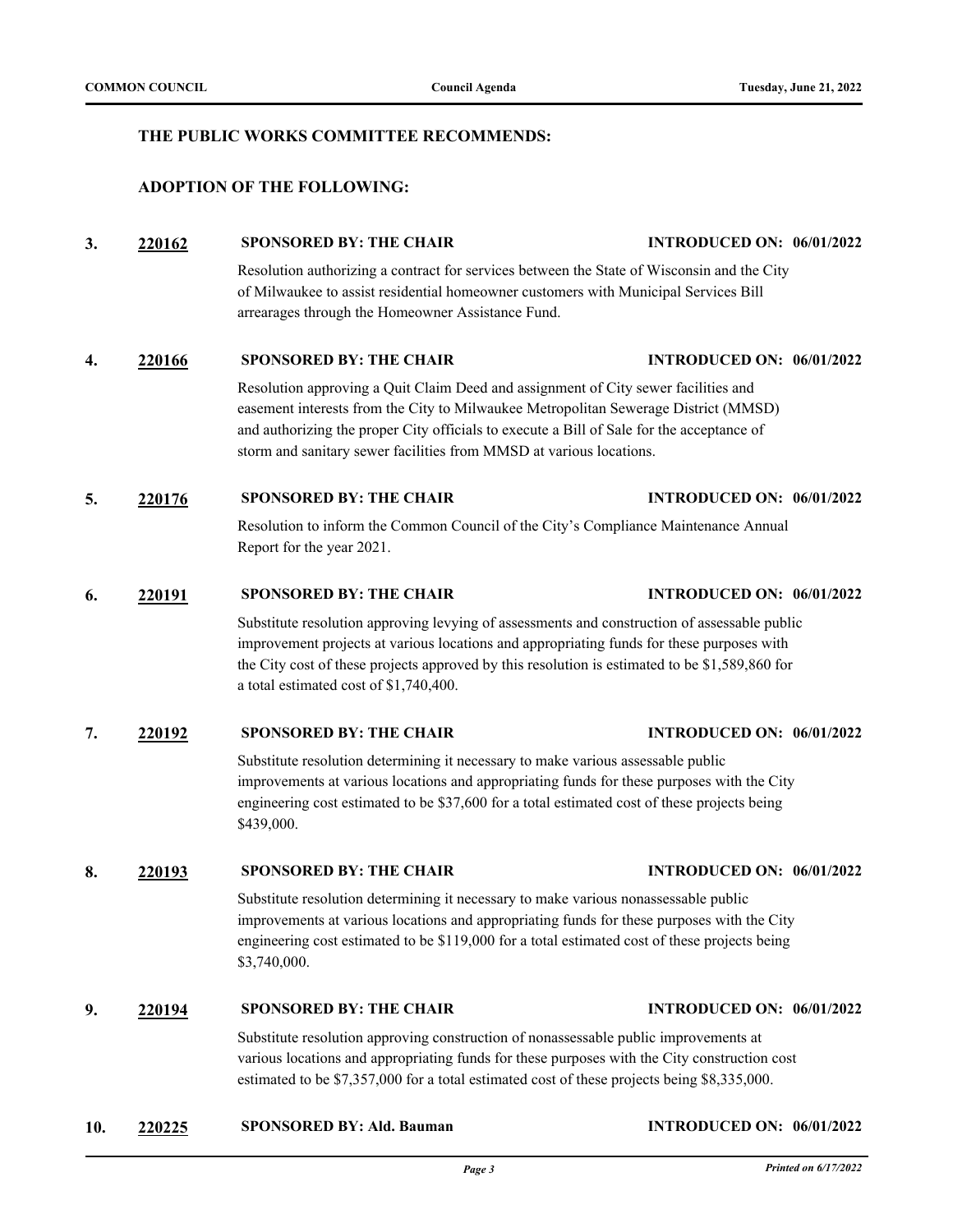### THE PUBLIC WORKS COMMITTEE RECOMMENDS:

### ADOPTION OF THE FOLLOWING:

**3. 220162 SPONSORED BY: THE CHAIR INTRODUCED ON: 06/01/2022**

Resolution authorizing a contract for services between the State of Wisconsin and the City of Milwaukee to assist residential homeowner customers with Municipal Services Bill arrearages through the Homeowner Assistance Fund.

**4. 220166 SPONSORED BY: THE CHAIR INTRODUCED ON: 06/01/2022**

Resolution approving a Quit Claim Deed and assignment of City sewer facilities and easement interests from the City to Milwaukee Metropolitan Sewerage District (MMSD) and authorizing the proper City officials to execute a Bill of Sale for the acceptance of storm and sanitary sewer facilities from MMSD at various locations.

**5. 220176 SPONSORED BY: THE CHAIR INTRODUCED ON: 06/01/2022**

Resolution to inform the Common Council of the City's Compliance Maintenance Annual Report for the year 2021.

**6. 220191 SPONSORED BY: THE CHAIR INTRODUCED ON: 06/01/2022**

Substitute resolution approving levying of assessments and construction of assessable public improvement projects at various locations and appropriating funds for these purposes with the City cost of these projects approved by this resolution is estimated to be $1,589,860 for a total estimated cost of $1,740,400.

**7. 220192 SPONSORED BY: THE CHAIR INTRODUCED ON: 06/01/2022**

Substitute resolution determining it necessary to make various assessable public improvements at various locations and appropriating funds for these purposes with the City engineering cost estimated to be $37,600 for a total estimated cost of these projects being $439,000.

**8. 220193 SPONSORED BY: THE CHAIR INTRODUCED ON: 06/01/2022**

Substitute resolution determining it necessary to make various nonassessable public improvements at various locations and appropriating funds for these purposes with the City engineering cost estimated to be $119,000 for a total estimated cost of these projects being $3,740,000.

**9. 220194 SPONSORED BY: THE CHAIR INTRODUCED ON: 06/01/2022**

Substitute resolution approving construction of nonassessable public improvements at various locations and appropriating funds for these purposes with the City construction cost estimated to be $7,357,000 for a total estimated cost of these projects being $8,335,000.

**10. 220225 SPONSORED BY: Ald. Bauman INTRODUCED ON: 06/01/2022**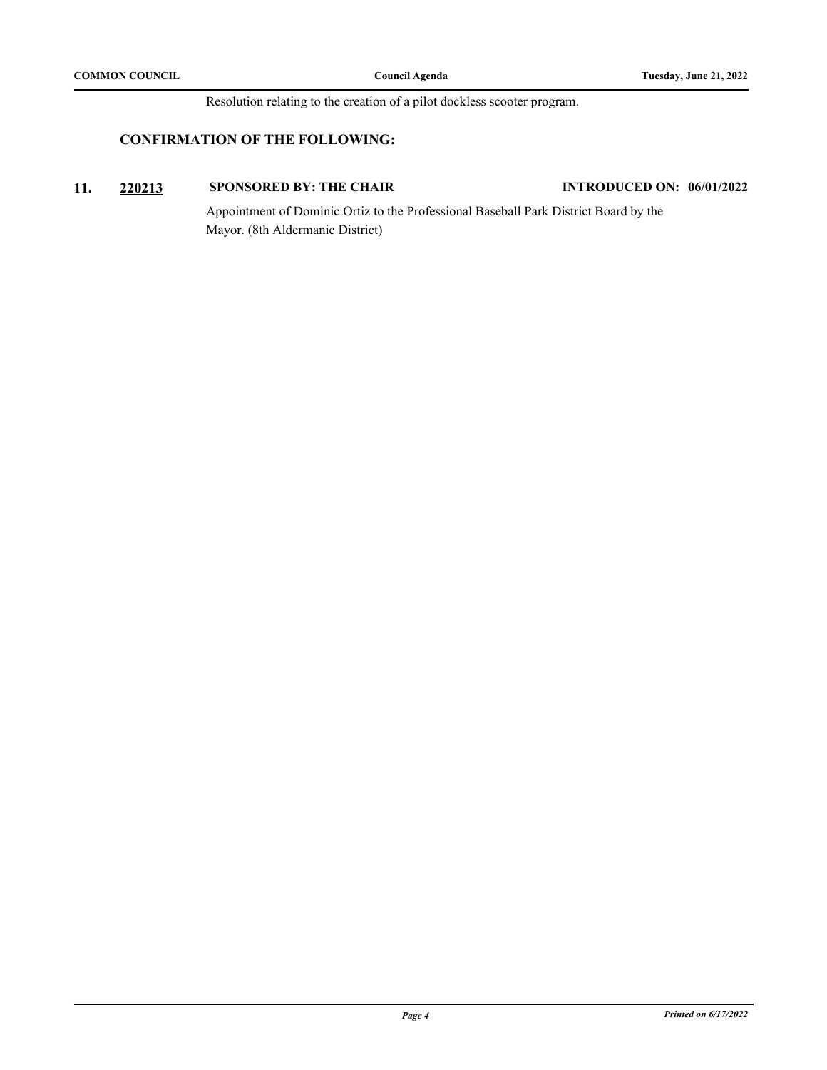Resolution relating to the creation of a pilot dockless scooter program.

## CONFIRMATION OF THE FOLLOWING:

**11. 220213** **SPONSORED BY: THE CHAIR** **INTRODUCED ON: 06/01/2022**

Appointment of Dominic Ortiz to the Professional Baseball Park District Board by the Mayor. (8th Aldermanic District)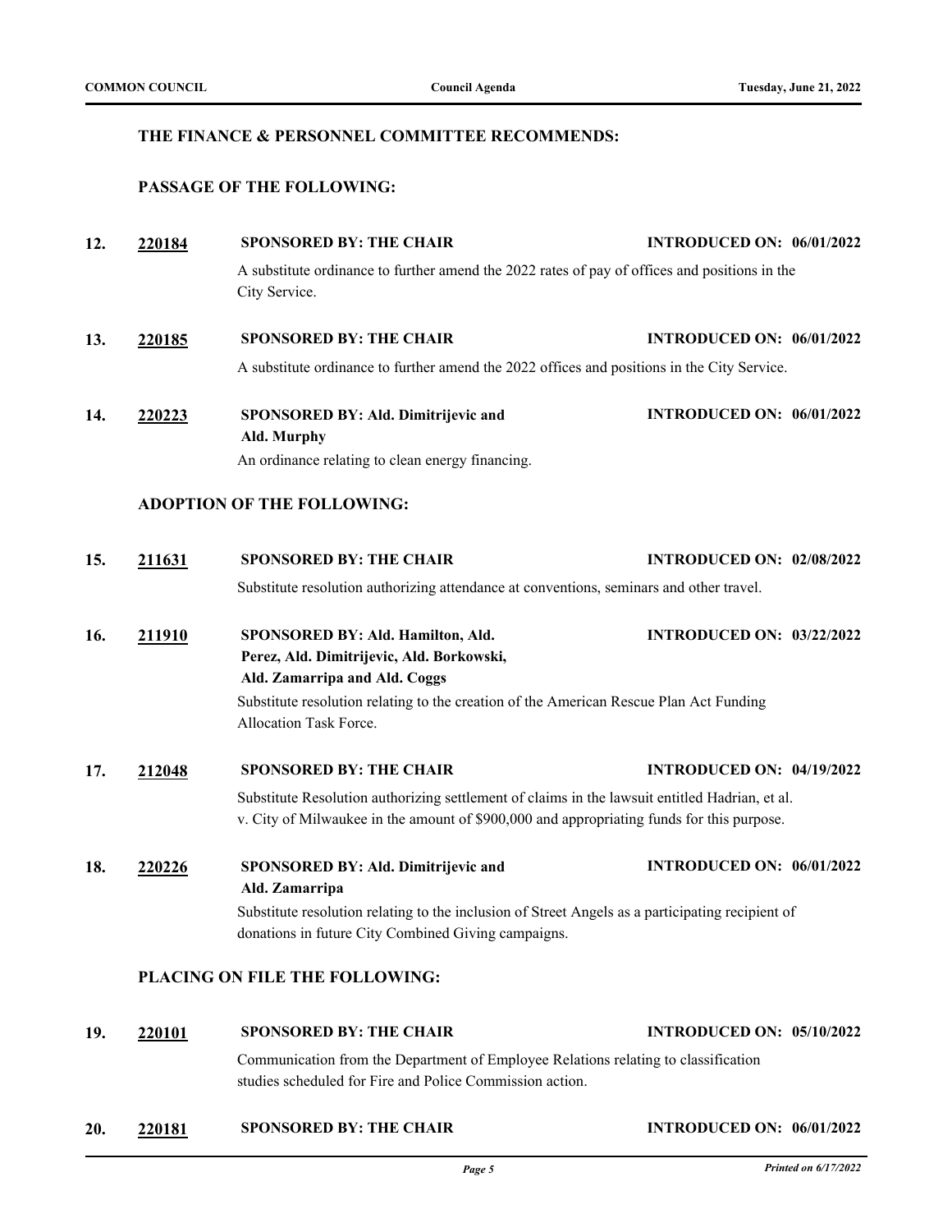### THE FINANCE & PERSONNEL COMMITTEE RECOMMENDS:

#### PASSAGE OF THE FOLLOWING:

**12.** **220184** **SPONSORED BY: THE CHAIR** **INTRODUCED ON: 06/01/2022**

A substitute ordinance to further amend the 2022 rates of pay of offices and positions in the City Service.

**13.** **220185** **SPONSORED BY: THE CHAIR** **INTRODUCED ON: 06/01/2022**

A substitute ordinance to further amend the 2022 offices and positions in the City Service.

**14.** **220223** **SPONSORED BY: Ald. Dimitrijevic and Ald. Murphy** **INTRODUCED ON: 06/01/2022**

An ordinance relating to clean energy financing.

#### ADOPTION OF THE FOLLOWING:

**15.** **211631** **SPONSORED BY: THE CHAIR** **INTRODUCED ON: 02/08/2022**

Substitute resolution authorizing attendance at conventions, seminars and other travel.

**16.** **211910** **SPONSORED BY: Ald. Hamilton, Ald. Perez, Ald. Dimitrijevic, Ald. Borkowski, Ald. Zamarripa and Ald. Coggs** **INTRODUCED ON: 03/22/2022**

Substitute resolution relating to the creation of the American Rescue Plan Act Funding Allocation Task Force.

**17.** **212048** **SPONSORED BY: THE CHAIR** **INTRODUCED ON: 04/19/2022**

Substitute Resolution authorizing settlement of claims in the lawsuit entitled Hadrian, et al. v. City of Milwaukee in the amount of $900,000 and appropriating funds for this purpose.

**18.** **220226** **SPONSORED BY: Ald. Dimitrijevic and Ald. Zamarripa** **INTRODUCED ON: 06/01/2022**

Substitute resolution relating to the inclusion of Street Angels as a participating recipient of donations in future City Combined Giving campaigns.

#### PLACING ON FILE THE FOLLOWING:

**19.** **220101** **SPONSORED BY: THE CHAIR** **INTRODUCED ON: 05/10/2022**

Communication from the Department of Employee Relations relating to classification studies scheduled for Fire and Police Commission action.

**20.** **220181** **SPONSORED BY: THE CHAIR** **INTRODUCED ON: 06/01/2022**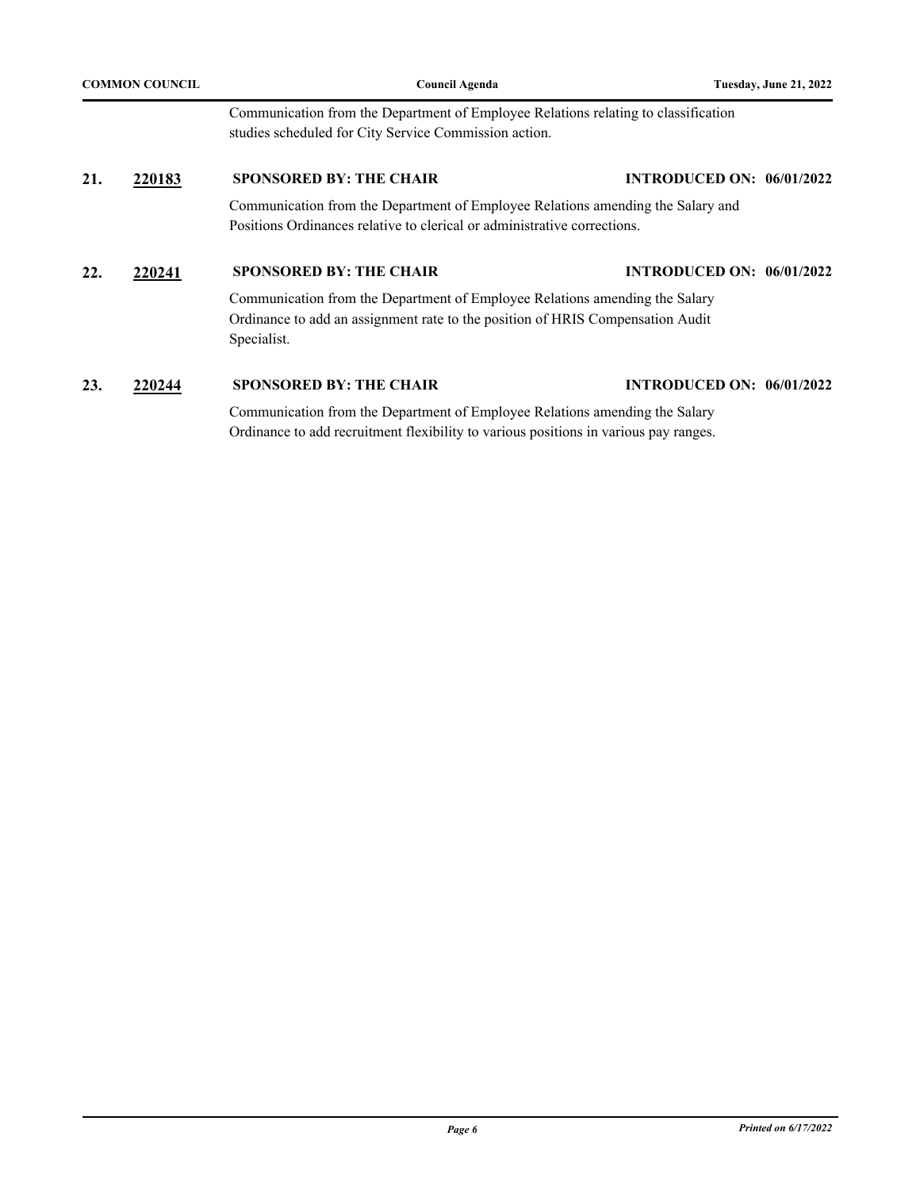Communication from the Department of Employee Relations relating to classification studies scheduled for City Service Commission action.

**21.** **220183** **SPONSORED BY: THE CHAIR** **INTRODUCED ON: 06/01/2022**

Communication from the Department of Employee Relations amending the Salary and Positions Ordinances relative to clerical or administrative corrections.

**22.** **220241** **SPONSORED BY: THE CHAIR** **INTRODUCED ON: 06/01/2022**

Communication from the Department of Employee Relations amending the Salary Ordinance to add an assignment rate to the position of HRIS Compensation Audit Specialist.

**23.** **220244** **SPONSORED BY: THE CHAIR** **INTRODUCED ON: 06/01/2022**

Communication from the Department of Employee Relations amending the Salary Ordinance to add recruitment flexibility to various positions in various pay ranges.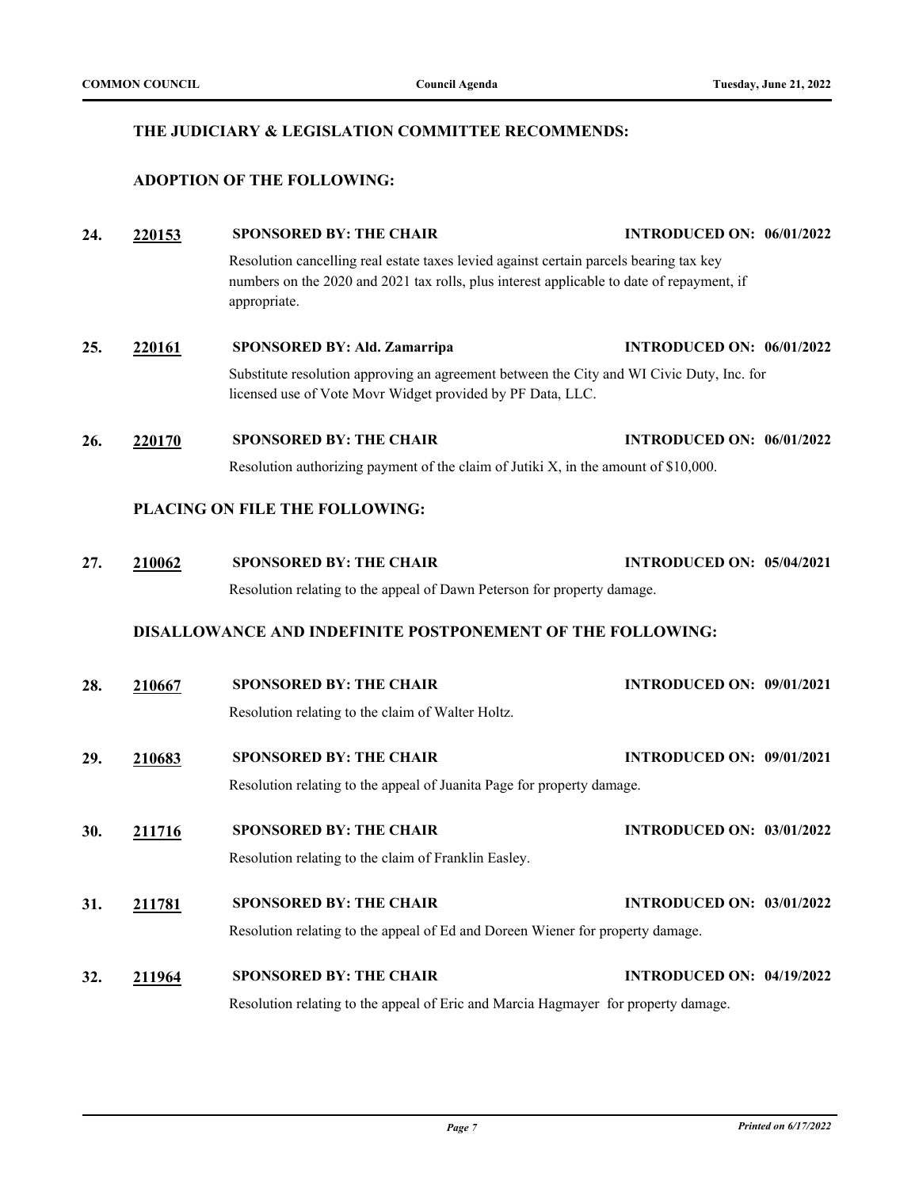### THE JUDICIARY & LEGISLATION COMMITTEE RECOMMENDS:

#### ADOPTION OF THE FOLLOWING:

**24.** **220153** **SPONSORED BY: THE CHAIR** **INTRODUCED ON: 06/01/2022**

Resolution cancelling real estate taxes levied against certain parcels bearing tax key numbers on the 2020 and 2021 tax rolls, plus interest applicable to date of repayment, if appropriate.

**25.** **220161** **SPONSORED BY: Ald. Zamarripa** **INTRODUCED ON: 06/01/2022**

Substitute resolution approving an agreement between the City and WI Civic Duty, Inc. for licensed use of Vote Movr Widget provided by PF Data, LLC.

**26.** **220170** **SPONSORED BY: THE CHAIR** **INTRODUCED ON: 06/01/2022**

Resolution authorizing payment of the claim of Jutiki X, in the amount of $10,000.

#### PLACING ON FILE THE FOLLOWING:

**27.** **210062** **SPONSORED BY: THE CHAIR** **INTRODUCED ON: 05/04/2021**

Resolution relating to the appeal of Dawn Peterson for property damage.

#### DISALLOWANCE AND INDEFINITE POSTPONEMENT OF THE FOLLOWING:

**28.** **210667** **SPONSORED BY: THE CHAIR** **INTRODUCED ON: 09/01/2021**

Resolution relating to the claim of Walter Holtz.

**29.** **210683** **SPONSORED BY: THE CHAIR** **INTRODUCED ON: 09/01/2021**

Resolution relating to the appeal of Juanita Page for property damage.

**30.** **211716** **SPONSORED BY: THE CHAIR** **INTRODUCED ON: 03/01/2022**

Resolution relating to the claim of Franklin Easley.

**31.** **211781** **SPONSORED BY: THE CHAIR** **INTRODUCED ON: 03/01/2022**

Resolution relating to the appeal of Ed and Doreen Wiener for property damage.

**32.** **211964** **SPONSORED BY: THE CHAIR** **INTRODUCED ON: 04/19/2022**

Resolution relating to the appeal of Eric and Marcia Hagmayer for property damage.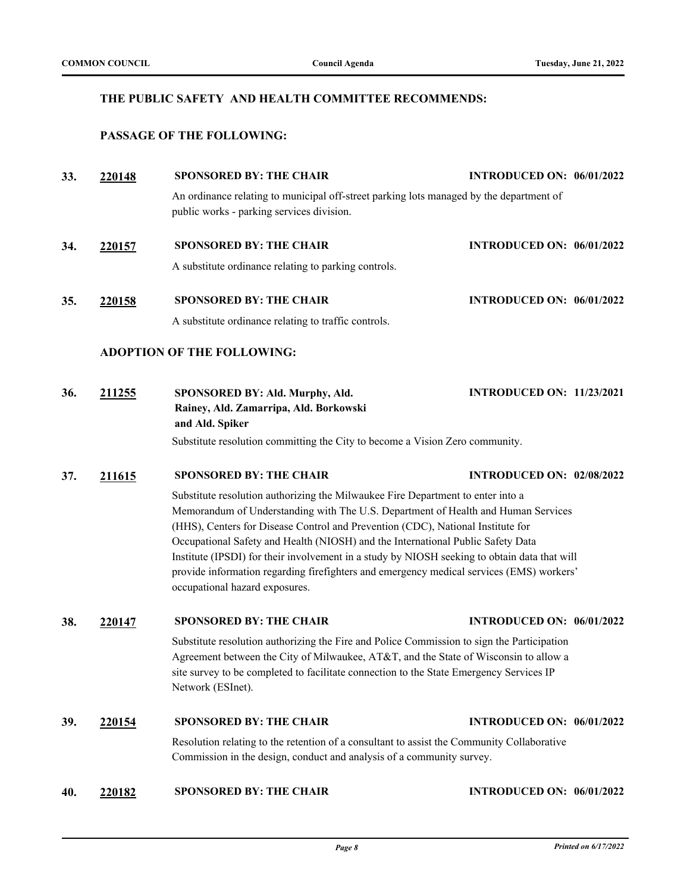### THE PUBLIC SAFETY AND HEALTH COMMITTEE RECOMMENDS:

#### PASSAGE OF THE FOLLOWING:

**33.** **220148** **SPONSORED BY: THE CHAIR** **INTRODUCED ON: 06/01/2022**

An ordinance relating to municipal off-street parking lots managed by the department of public works - parking services division.

**34.** **220157** **SPONSORED BY: THE CHAIR** **INTRODUCED ON: 06/01/2022**

A substitute ordinance relating to parking controls.

**35.** **220158** **SPONSORED BY: THE CHAIR** **INTRODUCED ON: 06/01/2022**

A substitute ordinance relating to traffic controls.

#### ADOPTION OF THE FOLLOWING:

**36.** **211255** **SPONSORED BY: Ald. Murphy, Ald. Rainey, Ald. Zamarripa, Ald. Borkowski and Ald. Spiker** **INTRODUCED ON: 11/23/2021**

Substitute resolution committing the City to become a Vision Zero community.

**37.** **211615** **SPONSORED BY: THE CHAIR** **INTRODUCED ON: 02/08/2022**

Substitute resolution authorizing the Milwaukee Fire Department to enter into a Memorandum of Understanding with The U.S. Department of Health and Human Services (HHS), Centers for Disease Control and Prevention (CDC), National Institute for Occupational Safety and Health (NIOSH) and the International Public Safety Data Institute (IPSDI) for their involvement in a study by NIOSH seeking to obtain data that will provide information regarding firefighters and emergency medical services (EMS) workers' occupational hazard exposures.

**38.** **220147** **SPONSORED BY: THE CHAIR** **INTRODUCED ON: 06/01/2022**

Substitute resolution authorizing the Fire and Police Commission to sign the Participation Agreement between the City of Milwaukee, AT&T, and the State of Wisconsin to allow a site survey to be completed to facilitate connection to the State Emergency Services IP Network (ESInet).

**39.** **220154** **SPONSORED BY: THE CHAIR** **INTRODUCED ON: 06/01/2022**

Resolution relating to the retention of a consultant to assist the Community Collaborative Commission in the design, conduct and analysis of a community survey.

**40.** **220182** **SPONSORED BY: THE CHAIR** **INTRODUCED ON: 06/01/2022**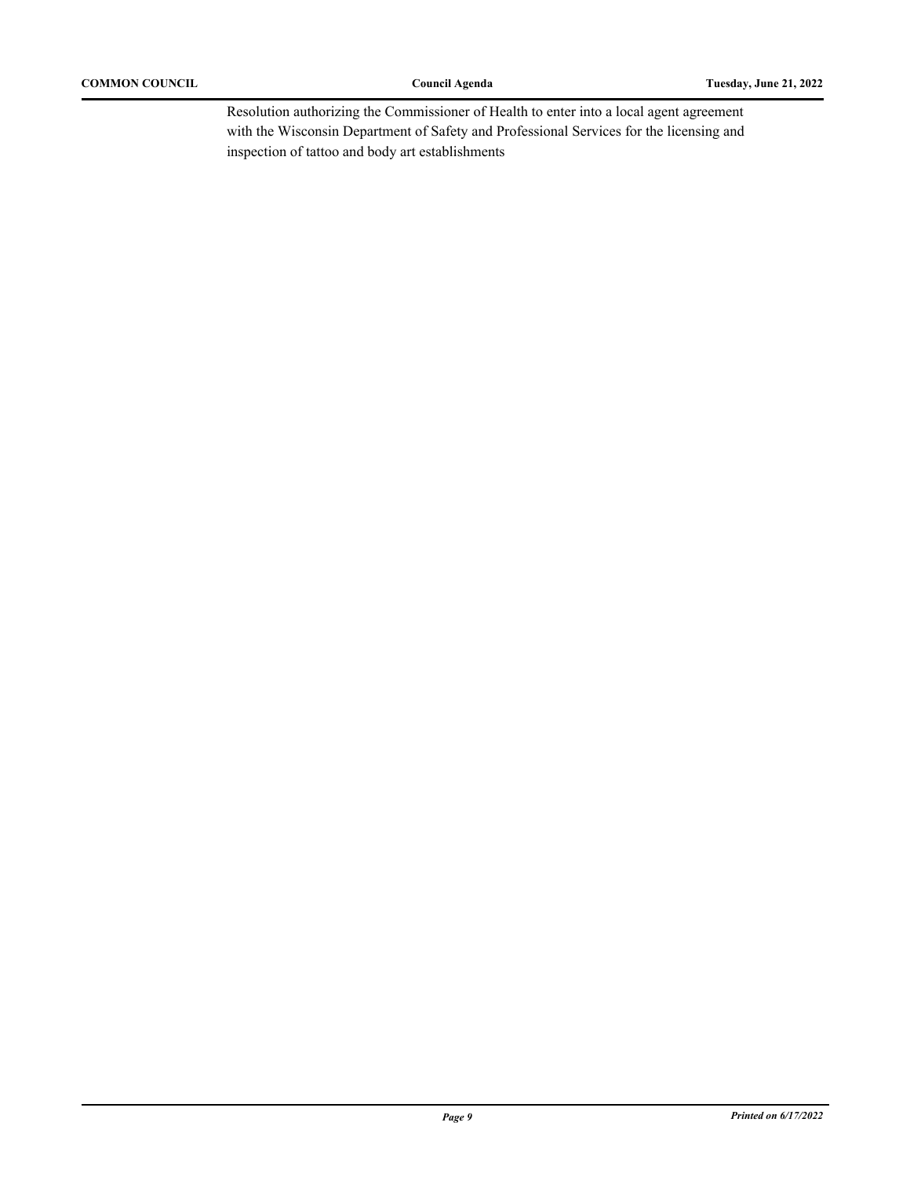Resolution authorizing the Commissioner of Health to enter into a local agent agreement with the Wisconsin Department of Safety and Professional Services for the licensing and inspection of tattoo and body art establishments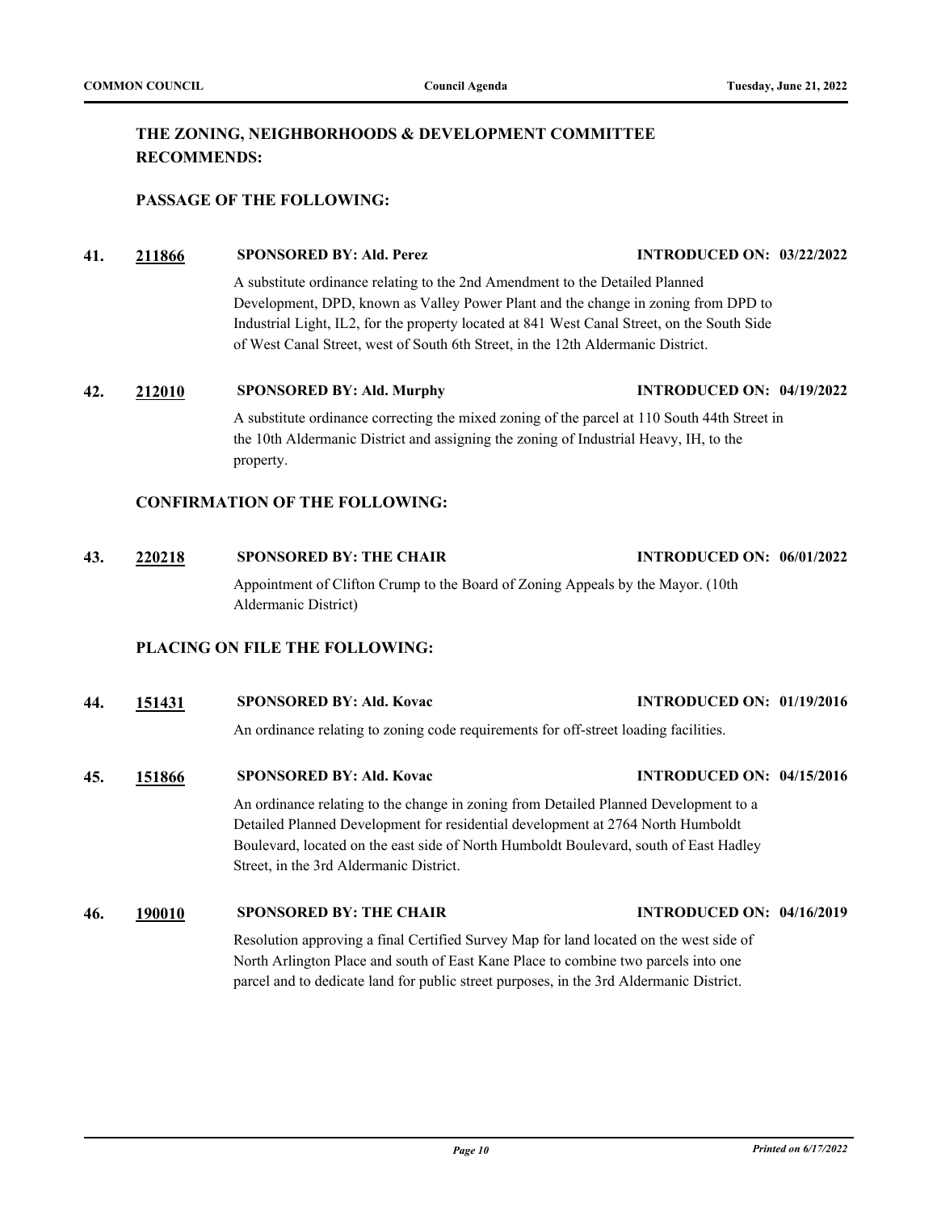## THE ZONING, NEIGHBORHOODS & DEVELOPMENT COMMITTEE RECOMMENDS:

### PASSAGE OF THE FOLLOWING:

**41.** **211866** **SPONSORED BY: Ald. Perez** **INTRODUCED ON: 03/22/2022**

A substitute ordinance relating to the 2nd Amendment to the Detailed Planned Development, DPD, known as Valley Power Plant and the change in zoning from DPD to Industrial Light, IL2, for the property located at 841 West Canal Street, on the South Side of West Canal Street, west of South 6th Street, in the 12th Aldermanic District.

**42.** **212010** **SPONSORED BY: Ald. Murphy** **INTRODUCED ON: 04/19/2022**

A substitute ordinance correcting the mixed zoning of the parcel at 110 South 44th Street in the 10th Aldermanic District and assigning the zoning of Industrial Heavy, IH, to the property.

### CONFIRMATION OF THE FOLLOWING:

**43.** **220218** **SPONSORED BY: THE CHAIR** **INTRODUCED ON: 06/01/2022**

Appointment of Clifton Crump to the Board of Zoning Appeals by the Mayor. (10th Aldermanic District)

### PLACING ON FILE THE FOLLOWING:

**44.** **151431** **SPONSORED BY: Ald. Kovac** **INTRODUCED ON: 01/19/2016**

An ordinance relating to zoning code requirements for off-street loading facilities.

**45.** **151866** **SPONSORED BY: Ald. Kovac** **INTRODUCED ON: 04/15/2016**

An ordinance relating to the change in zoning from Detailed Planned Development to a Detailed Planned Development for residential development at 2764 North Humboldt Boulevard, located on the east side of North Humboldt Boulevard, south of East Hadley Street, in the 3rd Aldermanic District.

**46.** **190010** **SPONSORED BY: THE CHAIR** **INTRODUCED ON: 04/16/2019**

Resolution approving a final Certified Survey Map for land located on the west side of North Arlington Place and south of East Kane Place to combine two parcels into one parcel and to dedicate land for public street purposes, in the 3rd Aldermanic District.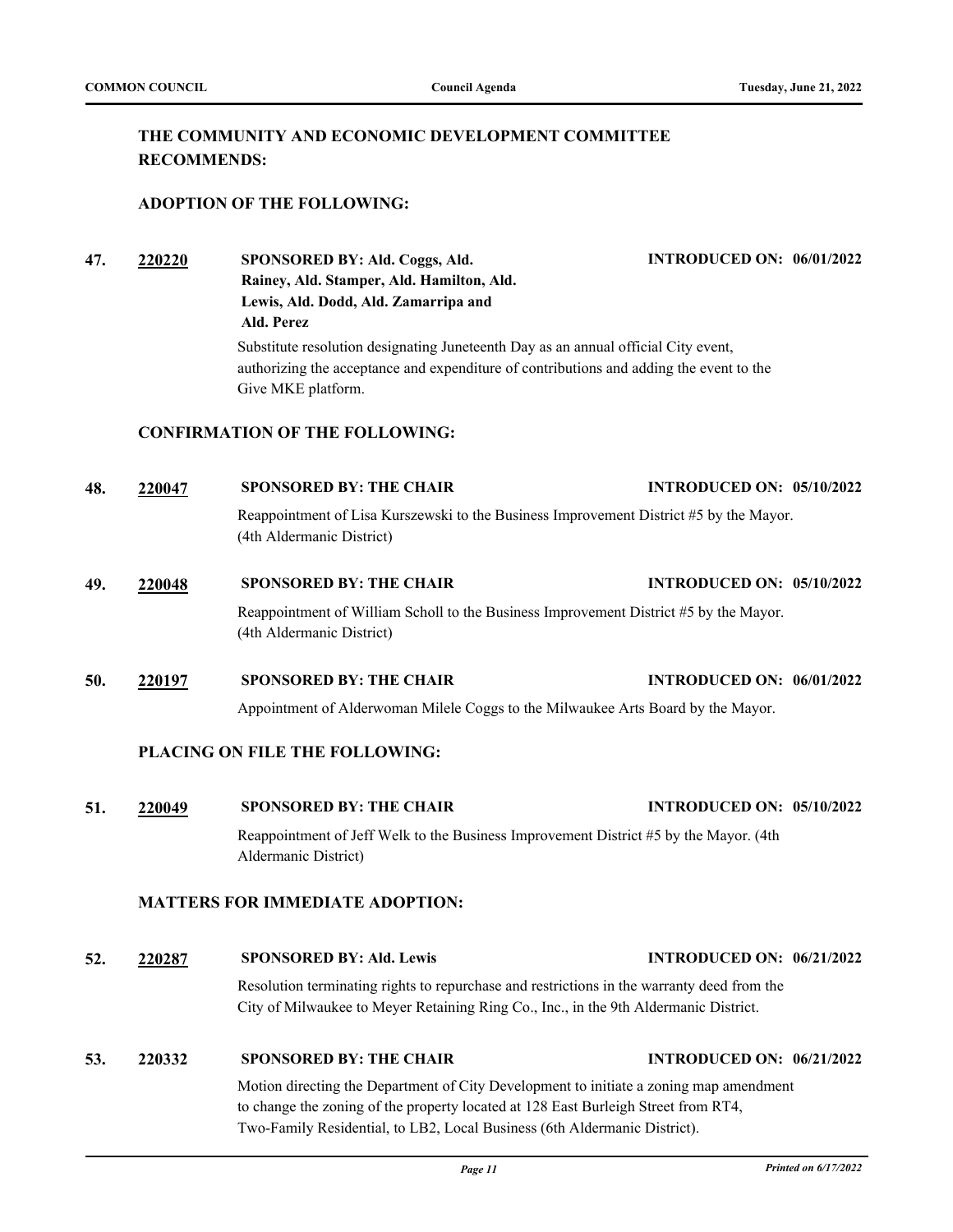## THE COMMUNITY AND ECONOMIC DEVELOPMENT COMMITTEE RECOMMENDS:

### ADOPTION OF THE FOLLOWING:

**47.** **220220** **SPONSORED BY: Ald. Coggs, Ald. Rainey, Ald. Stamper, Ald. Hamilton, Ald. Lewis, Ald. Dodd, Ald. Zamarripa and Ald. Perez** **INTRODUCED ON: 06/01/2022**

Substitute resolution designating Juneteenth Day as an annual official City event, authorizing the acceptance and expenditure of contributions and adding the event to the Give MKE platform.

### CONFIRMATION OF THE FOLLOWING:

**48.** **220047** **SPONSORED BY: THE CHAIR** **INTRODUCED ON: 05/10/2022**

Reappointment of Lisa Kurszewski to the Business Improvement District #5 by the Mayor. (4th Aldermanic District)

**49.** **220048** **SPONSORED BY: THE CHAIR** **INTRODUCED ON: 05/10/2022**

Reappointment of William Scholl to the Business Improvement District #5 by the Mayor. (4th Aldermanic District)

**50.** **220197** **SPONSORED BY: THE CHAIR** **INTRODUCED ON: 06/01/2022**

Appointment of Alderwoman Milele Coggs to the Milwaukee Arts Board by the Mayor.

### PLACING ON FILE THE FOLLOWING:

**51.** **220049** **SPONSORED BY: THE CHAIR** **INTRODUCED ON: 05/10/2022**

Reappointment of Jeff Welk to the Business Improvement District #5 by the Mayor. (4th Aldermanic District)

### MATTERS FOR IMMEDIATE ADOPTION:

**52.** **220287** **SPONSORED BY: Ald. Lewis** **INTRODUCED ON: 06/21/2022**

Resolution terminating rights to repurchase and restrictions in the warranty deed from the City of Milwaukee to Meyer Retaining Ring Co., Inc., in the 9th Aldermanic District.

**53.** **220332** **SPONSORED BY: THE CHAIR** **INTRODUCED ON: 06/21/2022**

Motion directing the Department of City Development to initiate a zoning map amendment to change the zoning of the property located at 128 East Burleigh Street from RT4, Two-Family Residential, to LB2, Local Business (6th Aldermanic District).